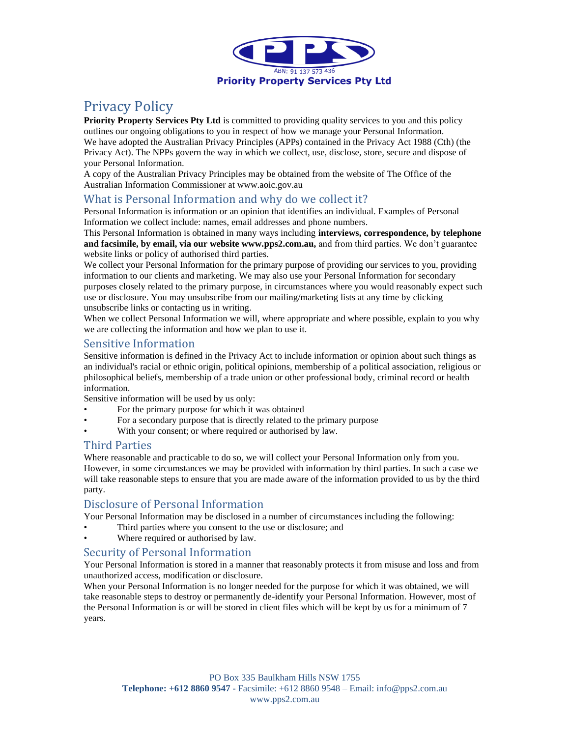ABN: 91 137 573 436

**Priority Property Services Pty Ltd**

# Privacy Policy

**Priority Property Services Pty Ltd** is committed to providing quality services to you and this policy outlines our ongoing obligations to you in respect of how we manage your Personal Information.

We have adopted the Australian Privacy Principles (APPs) contained in the Privacy Act 1988 (Cth) (the Privacy Act). The NPPs govern the way in which we collect, use, disclose, store, secure and dispose of your Personal Information.

A copy of the Australian Privacy Principles may be obtained from the website of The Office of the Australian Information Commissioner at www.aoic.gov.au

## What is Personal Information and why do we collect it?

Personal Information is information or an opinion that identifies an individual. Examples of Personal Information we collect include: names, email addresses and phone numbers.

This Personal Information is obtained in many ways including **interviews, correspondence, by telephone and facsimile, by email, via our website www.pps2.com.au,** and from third parties. We don't guarantee website links or policy of authorised third parties.

We collect your Personal Information for the primary purpose of providing our services to you, providing information to our clients and marketing. We may also use your Personal Information for secondary purposes closely related to the primary purpose, in circumstances where you would reasonably expect such use or disclosure. You may unsubscribe from our mailing/marketing lists at any time by clicking unsubscribe links or contacting us in writing.

When we collect Personal Information we will, where appropriate and where possible, explain to you why we are collecting the information and how we plan to use it.

## Sensitive Information

Sensitive information is defined in the Privacy Act to include information or opinion about such things as an individual's racial or ethnic origin, political opinions, membership of a political association, religious or philosophical beliefs, membership of a trade union or other professional body, criminal record or health information.

Sensitive information will be used by us only:

- For the primary purpose for which it was obtained
- For a secondary purpose that is directly related to the primary purpose
- With your consent; or where required or authorised by law.

## Third Parties

Where reasonable and practicable to do so, we will collect your Personal Information only from you. However, in some circumstances we may be provided with information by third parties. In such a case we will take reasonable steps to ensure that you are made aware of the information provided to us by the third party.

## Disclosure of Personal Information

Your Personal Information may be disclosed in a number of circumstances including the following:

- Third parties where you consent to the use or disclosure; and
- Where required or authorised by law.

## Security of Personal Information

Your Personal Information is stored in a manner that reasonably protects it from misuse and loss and from unauthorized access, modification or disclosure.

When your Personal Information is no longer needed for the purpose for which it was obtained, we will take reasonable steps to destroy or permanently de-identify your Personal Information. However, most of the Personal Information is or will be stored in client files which will be kept by us for a minimum of 7 years.

PO Box 335 Baulkham Hills NSW 1755
**Telephone: +612 8860 9547** - Facsimile: +612 8860 9548 – Email: info@pps2.com.au
www.pps2.com.au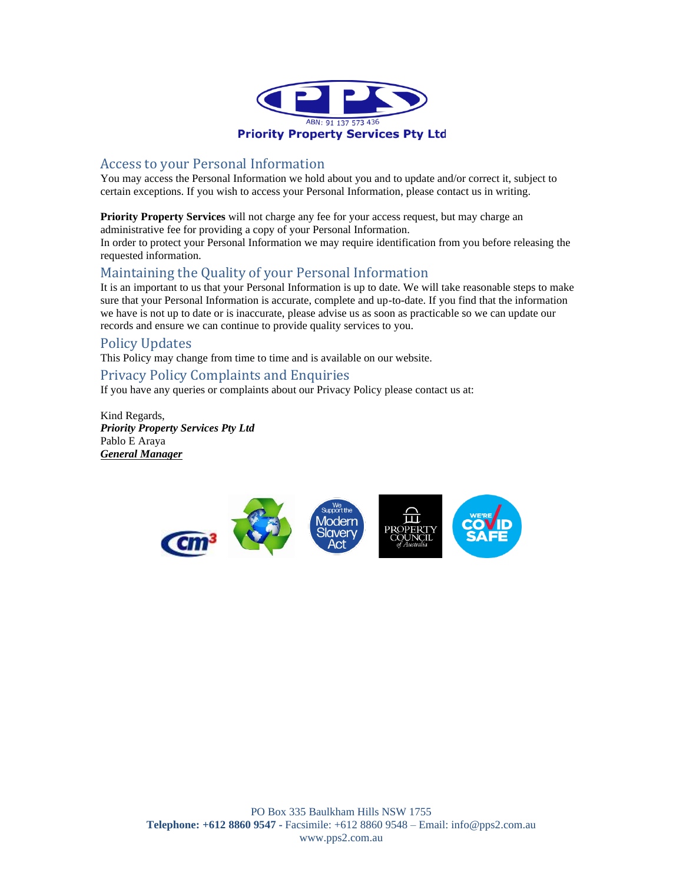ABN: 91 137 573 436

**Priority Property Services Pty Ltd**

## Access to your Personal Information

You may access the Personal Information we hold about you and to update and/or correct it, subject to certain exceptions. If you wish to access your Personal Information, please contact us in writing.

**Priority Property Services** will not charge any fee for your access request, but may charge an administrative fee for providing a copy of your Personal Information.
In order to protect your Personal Information we may require identification from you before releasing the requested information.

## Maintaining the Quality of your Personal Information

It is an important to us that your Personal Information is up to date. We will take reasonable steps to make sure that your Personal Information is accurate, complete and up-to-date. If you find that the information we have is not up to date or is inaccurate, please advise us as soon as practicable so we can update our records and ensure we can continue to provide quality services to you.

## Policy Updates

This Policy may change from time to time and is available on our website.

## Privacy Policy Complaints and Enquiries

If you have any queries or complaints about our Privacy Policy please contact us at:

Kind Regards,
***Priority Property Services Pty Ltd***
Pablo E Araya
***General Manager***

PO Box 335 Baulkham Hills NSW 1755
**Telephone: +612 8860 9547** - Facsimile: +612 8860 9548 – Email: info@pps2.com.au
www.pps2.com.au